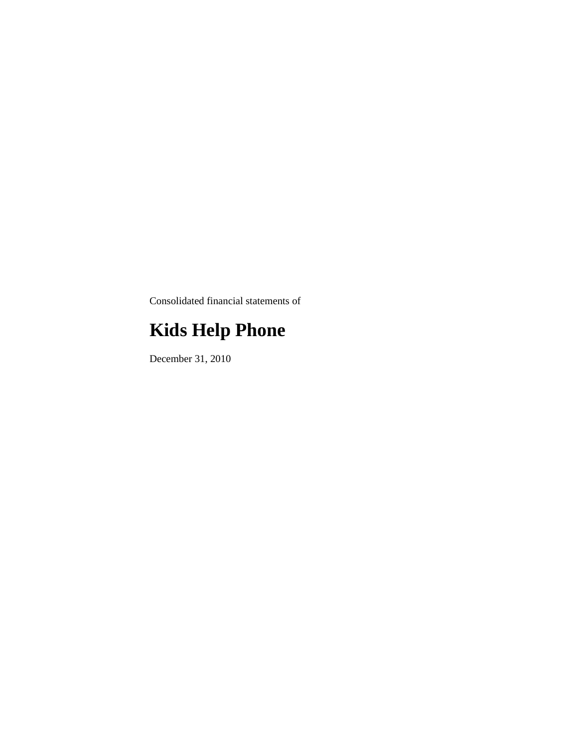Consolidated financial statements of

# Kids Help Phone

December 31, 2010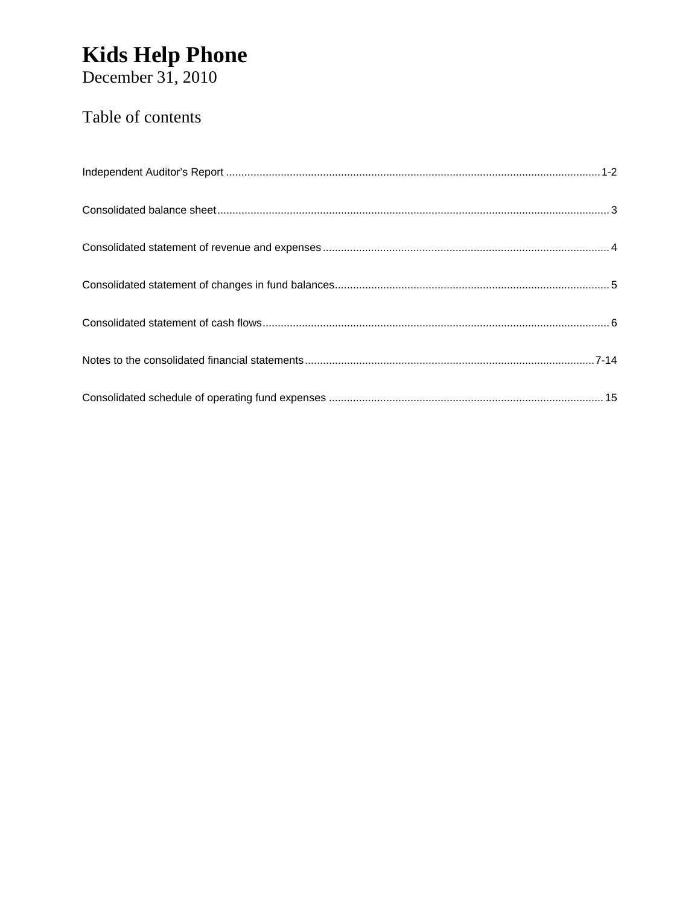# Kids Help Phone

December 31, 2010

## Table of contents

| | |
|---|---|
| Independent Auditor's Report | 1-2 |
| Consolidated balance sheet | 3 |
| Consolidated statement of revenue and expenses | 4 |
| Consolidated statement of changes in fund balances | 5 |
| Consolidated statement of cash flows | 6 |
| Notes to the consolidated financial statements | 7-14 |
| Consolidated schedule of operating fund expenses | 15 |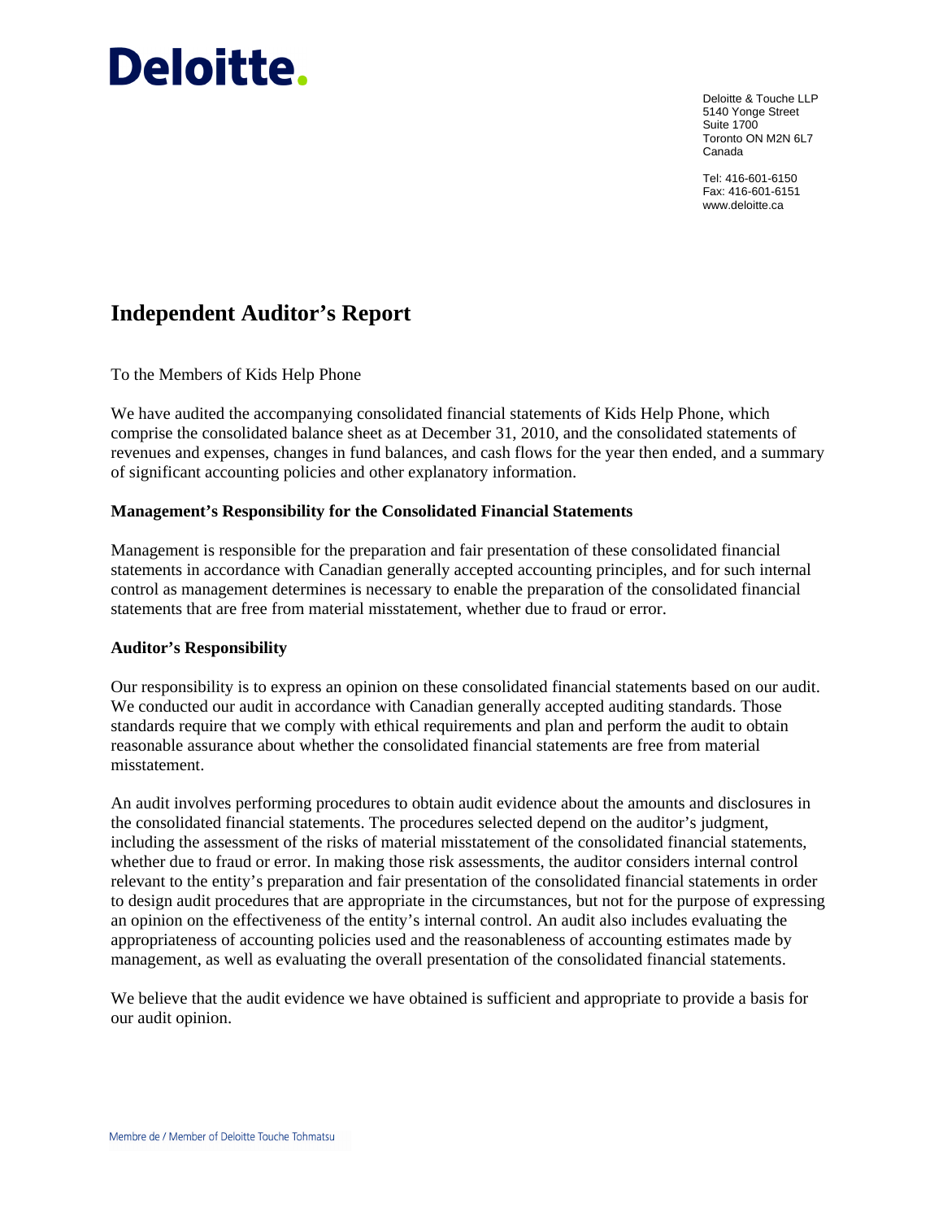Deloitte.

Deloitte & Touche LLP
5140 Yonge Street
Suite 1700
Toronto ON M2N 6L7
Canada

Tel: 416-601-6150
Fax: 416-601-6151
www.deloitte.ca

# Independent Auditor's Report

To the Members of Kids Help Phone

We have audited the accompanying consolidated financial statements of Kids Help Phone, which comprise the consolidated balance sheet as at December 31, 2010, and the consolidated statements of revenues and expenses, changes in fund balances, and cash flows for the year then ended, and a summary of significant accounting policies and other explanatory information.

### Management's Responsibility for the Consolidated Financial Statements

Management is responsible for the preparation and fair presentation of these consolidated financial statements in accordance with Canadian generally accepted accounting principles, and for such internal control as management determines is necessary to enable the preparation of the consolidated financial statements that are free from material misstatement, whether due to fraud or error.

### Auditor's Responsibility

Our responsibility is to express an opinion on these consolidated financial statements based on our audit. We conducted our audit in accordance with Canadian generally accepted auditing standards. Those standards require that we comply with ethical requirements and plan and perform the audit to obtain reasonable assurance about whether the consolidated financial statements are free from material misstatement.

An audit involves performing procedures to obtain audit evidence about the amounts and disclosures in the consolidated financial statements. The procedures selected depend on the auditor's judgment, including the assessment of the risks of material misstatement of the consolidated financial statements, whether due to fraud or error. In making those risk assessments, the auditor considers internal control relevant to the entity's preparation and fair presentation of the consolidated financial statements in order to design audit procedures that are appropriate in the circumstances, but not for the purpose of expressing an opinion on the effectiveness of the entity's internal control. An audit also includes evaluating the appropriateness of accounting policies used and the reasonableness of accounting estimates made by management, as well as evaluating the overall presentation of the consolidated financial statements.

We believe that the audit evidence we have obtained is sufficient and appropriate to provide a basis for our audit opinion.

Membre de / Member of Deloitte Touche Tohmatsu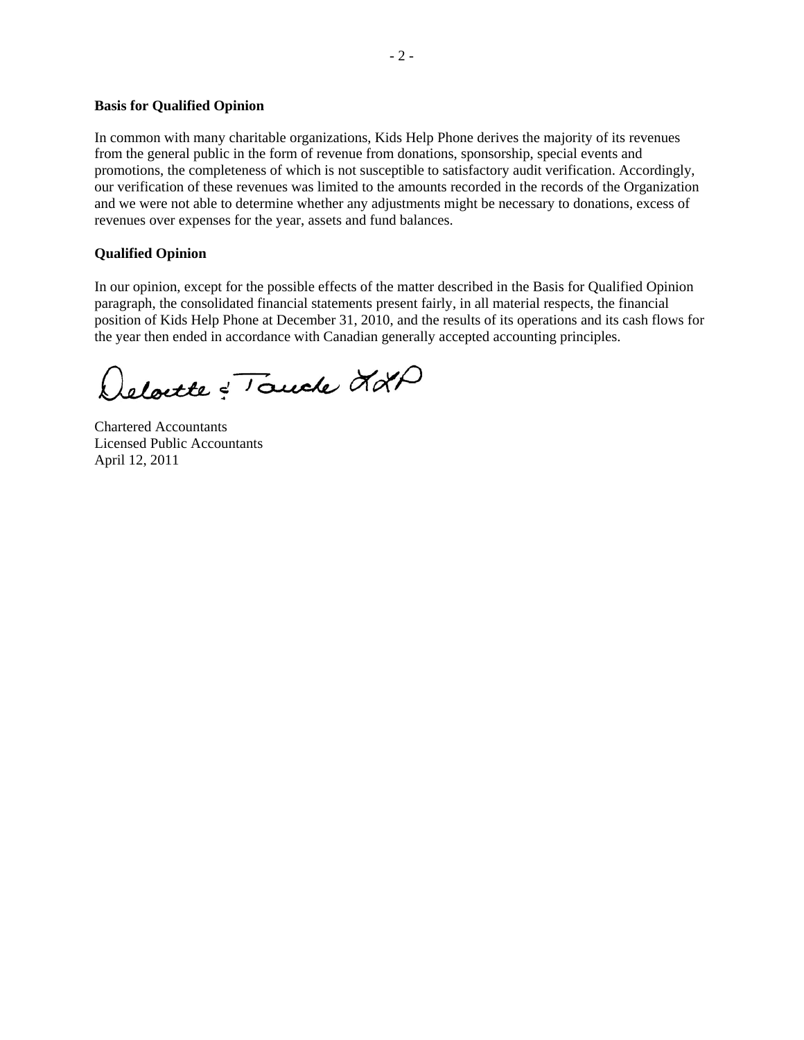**Basis for Qualified Opinion**

In common with many charitable organizations, Kids Help Phone derives the majority of its revenues from the general public in the form of revenue from donations, sponsorship, special events and promotions, the completeness of which is not susceptible to satisfactory audit verification. Accordingly, our verification of these revenues was limited to the amounts recorded in the records of the Organization and we were not able to determine whether any adjustments might be necessary to donations, excess of revenues over expenses for the year, assets and fund balances.

**Qualified Opinion**

In our opinion, except for the possible effects of the matter described in the Basis for Qualified Opinion paragraph, the consolidated financial statements present fairly, in all material respects, the financial position of Kids Help Phone at December 31, 2010, and the results of its operations and its cash flows for the year then ended in accordance with Canadian generally accepted accounting principles.

Deloitte & Touche LLP

Chartered Accountants
Licensed Public Accountants
April 12, 2011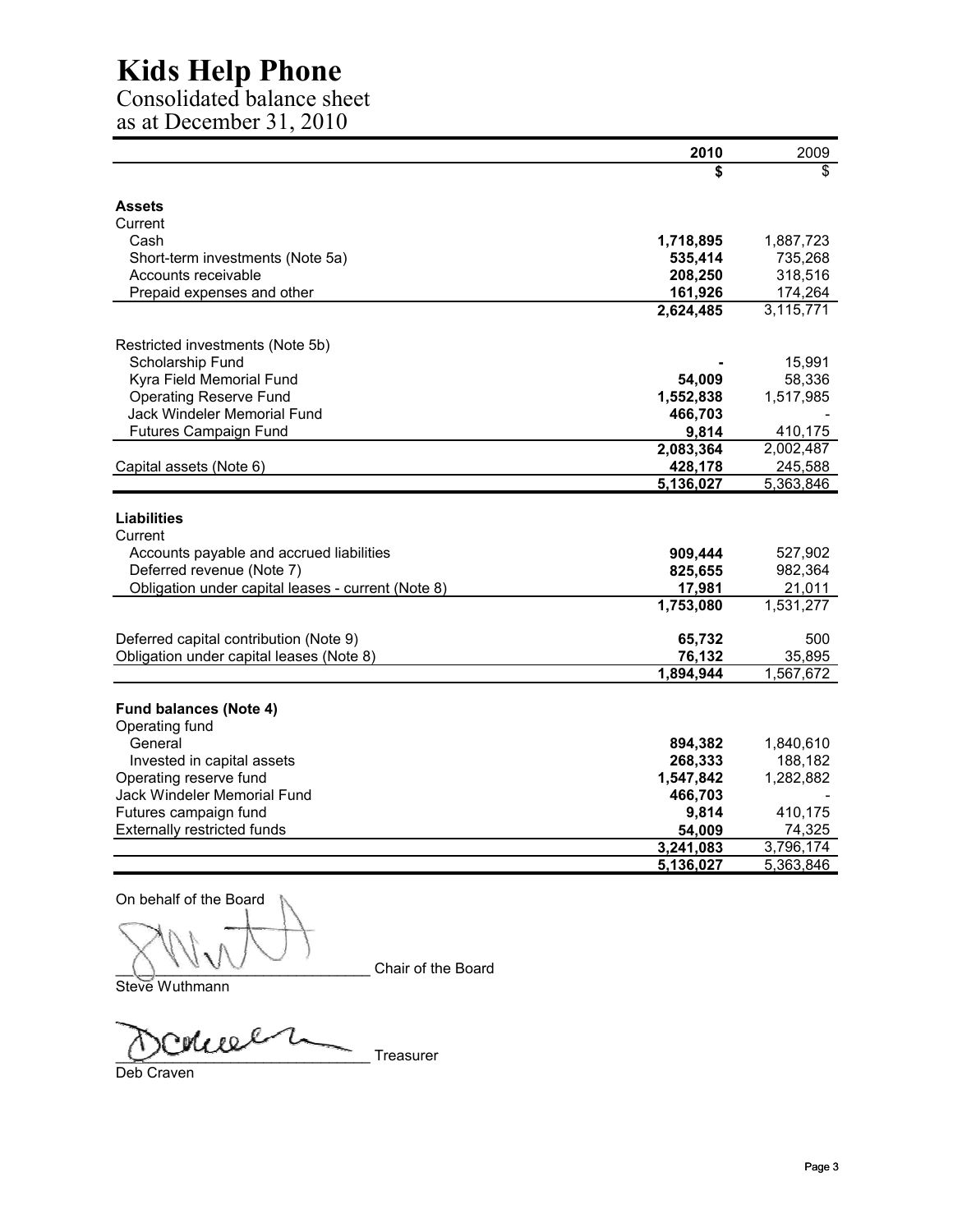# Kids Help Phone

## Consolidated balance sheet

### as at December 31, 2010

| | 2010 | 2009 |
|---|---|---|
| | **$** | $ |
| **Assets** | | |
| Current | | |
| Cash | **1,718,895** | 1,887,723 |
| Short-term investments (Note 5a) | **535,414** | 735,268 |
| Accounts receivable | **208,250** | 318,516 |
| Prepaid expenses and other | **161,926** | 174,264 |
| | **2,624,485** | 3,115,771 |
| Restricted investments (Note 5b) | | |
| Scholarship Fund | **-** | 15,991 |
| Kyra Field Memorial Fund | **54,009** | 58,336 |
| Operating Reserve Fund | **1,552,838** | 1,517,985 |
| Jack Windeler Memorial Fund | **466,703** | - |
| Futures Campaign Fund | **9,814** | 410,175 |
| | **2,083,364** | 2,002,487 |
| Capital assets (Note 6) | **428,178** | 245,588 |
| | **5,136,027** | 5,363,846 |
| **Liabilities** | | |
| Current | | |
| Accounts payable and accrued liabilities | **909,444** | 527,902 |
| Deferred revenue (Note 7) | **825,655** | 982,364 |
| Obligation under capital leases - current (Note 8) | **17,981** | 21,011 |
| | **1,753,080** | 1,531,277 |
| Deferred capital contribution (Note 9) | **65,732** | 500 |
| Obligation under capital leases (Note 8) | **76,132** | 35,895 |
| | **1,894,944** | 1,567,672 |
| **Fund balances (Note 4)** | | |
| Operating fund | | |
| General | **894,382** | 1,840,610 |
| Invested in capital assets | **268,333** | 188,182 |
| Operating reserve fund | **1,547,842** | 1,282,882 |
| Jack Windeler Memorial Fund | **466,703** | - |
| Futures campaign fund | **9,814** | 410,175 |
| Externally restricted funds | **54,009** | 74,325 |
| | **3,241,083** | 3,796,174 |
| | **5,136,027** | 5,363,846 |

On behalf of the Board

_______________________________ Chair of the Board
Steve Wuthmann

_______________________________ Treasurer
Deb Craven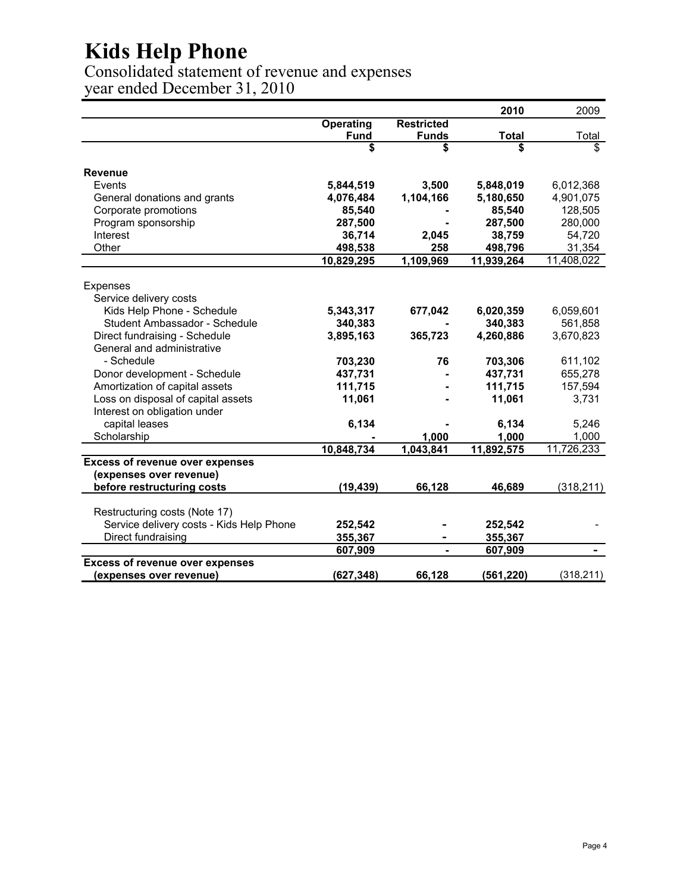# Kids Help Phone

Consolidated statement of revenue and expenses
year ended December 31, 2010

| | | | 2010 | 2009 |
|---|---|---|---|---|
| | Operating Fund | Restricted Funds | Total | Total |
| | $ | $ | $ | $ |
| **Revenue** | | | | |
| Events | **5,844,519** | **3,500** | **5,848,019** | 6,012,368 |
| General donations and grants | **4,076,484** | **1,104,166** | **5,180,650** | 4,901,075 |
| Corporate promotions | **85,540** | **-** | **85,540** | 128,505 |
| Program sponsorship | **287,500** | **-** | **287,500** | 280,000 |
| Interest | **36,714** | **2,045** | **38,759** | 54,720 |
| Other | **498,538** | **258** | **498,796** | 31,354 |
| | **10,829,295** | **1,109,969** | **11,939,264** | 11,408,022 |
| Expenses | | | | |
| Service delivery costs | | | | |
| Kids Help Phone - Schedule | **5,343,317** | **677,042** | **6,020,359** | 6,059,601 |
| Student Ambassador - Schedule | **340,383** | **-** | **340,383** | 561,858 |
| Direct fundraising - Schedule | **3,895,163** | **365,723** | **4,260,886** | 3,670,823 |
| General and administrative - Schedule | **703,230** | **76** | **703,306** | 611,102 |
| Donor development - Schedule | **437,731** | **-** | **437,731** | 655,278 |
| Amortization of capital assets | **111,715** | **-** | **111,715** | 157,594 |
| Loss on disposal of capital assets | **11,061** | **-** | **11,061** | 3,731 |
| Interest on obligation under capital leases | **6,134** | **-** | **6,134** | 5,246 |
| Scholarship | **-** | **1,000** | **1,000** | 1,000 |
| | **10,848,734** | **1,043,841** | **11,892,575** | 11,726,233 |
| **Excess of revenue over expenses (expenses over revenue) before restructuring costs** | **(19,439)** | **66,128** | **46,689** | (318,211) |
| Restructuring costs (Note 17) | | | | |
| Service delivery costs - Kids Help Phone | **252,542** | **-** | **252,542** | - |
| Direct fundraising | **355,367** | **-** | **355,367** | |
| | **607,909** | **-** | **607,909** | **-** |
| **Excess of revenue over expenses (expenses over revenue)** | **(627,348)** | **66,128** | **(561,220)** | (318,211) |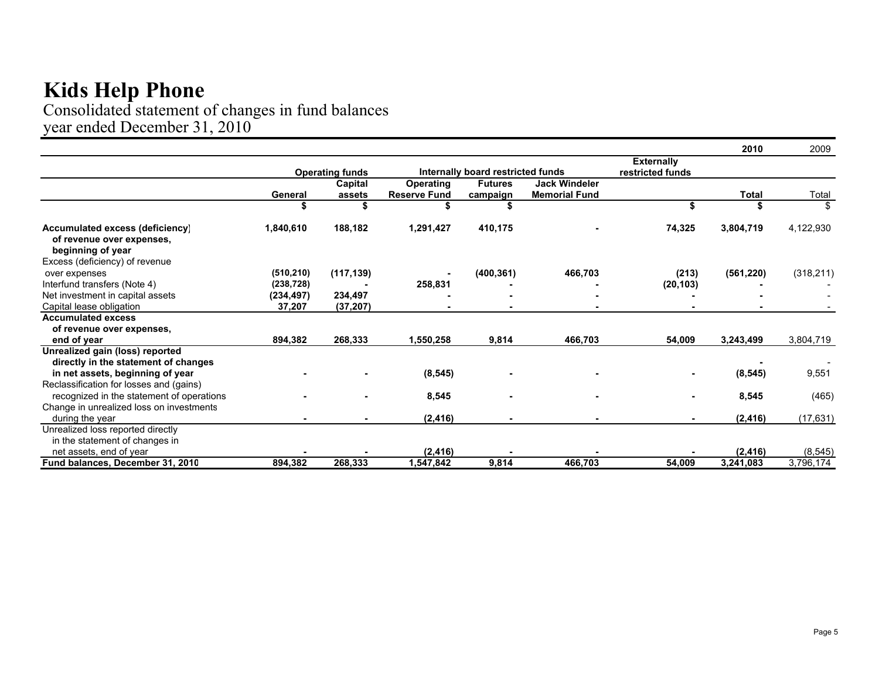# Kids Help Phone

Consolidated statement of changes in fund balances
year ended December 31, 2010

| | Operating funds | | Internally board restricted funds | | | Externally restricted funds | 2010 | 2009 |
|---|---|---|---|---|---|---|---|---|
| | General | Capital assets | Operating Reserve Fund | Futures campaign | Jack Windeler Memorial Fund | | Total | Total |
| | $ | $ | $ | $ | | $ | $ | $ |
| **Accumulated excess (deficiency) of revenue over expenses, beginning of year** | 1,840,610 | 188,182 | 1,291,427 | 410,175 | - | 74,325 | 3,804,719 | 4,122,930 |
| Excess (deficiency) of revenue over expenses | (510,210) | (117,139) | - | (400,361) | 466,703 | (213) | (561,220) | (318,211) |
| Interfund transfers (Note 4) | (238,728) | - | 258,831 | - | - | (20,103) | - | - |
| Net investment in capital assets | (234,497) | 234,497 | - | - | - | - | - | - |
| Capital lease obligation | 37,207 | (37,207) | - | - | - | - | - | - |
| **Accumulated excess of revenue over expenses, end of year** | 894,382 | 268,333 | 1,550,258 | 9,814 | 466,703 | 54,009 | 3,243,499 | 3,804,719 |
| **Unrealized gain (loss) reported directly in the statement of changes in net assets, beginning of year** | - | - | (8,545) | - | - | - | (8,545) | 9,551 |
| Reclassification for losses and (gains) recognized in the statement of operations | - | - | 8,545 | - | - | - | 8,545 | (465) |
| Change in unrealized loss on investments during the year | - | - | (2,416) | - | - | - | (2,416) | (17,631) |
| Unrealized loss reported directly in the statement of changes in net assets, end of year | - | - | (2,416) | - | - | - | (2,416) | (8,545) |
| **Fund balances, December 31, 2010** | 894,382 | 268,333 | 1,547,842 | 9,814 | 466,703 | 54,009 | 3,241,083 | 3,796,174 |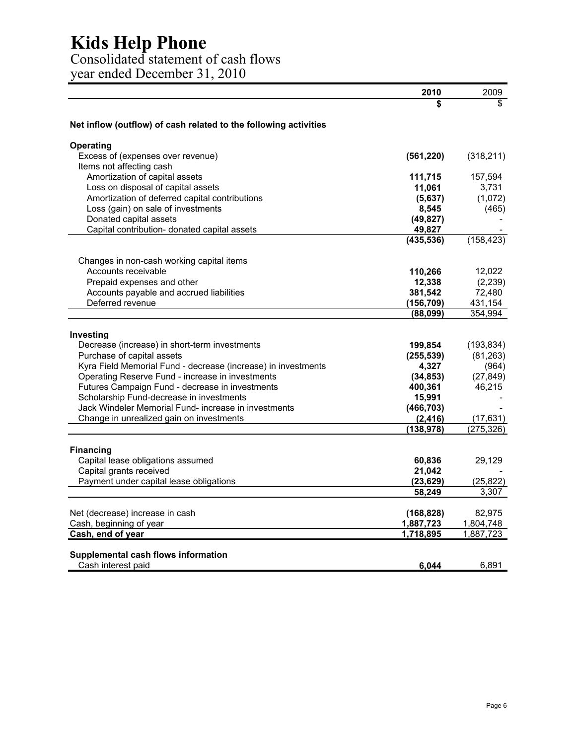# Kids Help Phone

## Consolidated statement of cash flows
## year ended December 31, 2010

| | 2010 | 2009 |
|---|---|---|
| | $ | $ |
| **Net inflow (outflow) of cash related to the following activities** | | |
| **Operating** | | |
| Excess of (expenses over revenue) | **(561,220)** | (318,211) |
| Items not affecting cash | | |
| Amortization of capital assets | **111,715** | 157,594 |
| Loss on disposal of capital assets | **11,061** | 3,731 |
| Amortization of deferred capital contributions | **(5,637)** | (1,072) |
| Loss (gain) on sale of investments | **8,545** | (465) |
| Donated capital assets | **(49,827)** | - |
| Capital contribution- donated capital assets | **49,827** | - |
| | **(435,536)** | (158,423) |
| Changes in non-cash working capital items | | |
| Accounts receivable | **110,266** | 12,022 |
| Prepaid expenses and other | **12,338** | (2,239) |
| Accounts payable and accrued liabilities | **381,542** | 72,480 |
| Deferred revenue | **(156,709)** | 431,154 |
| | **(88,099)** | 354,994 |
| **Investing** | | |
| Decrease (increase) in short-term investments | **199,854** | (193,834) |
| Purchase of capital assets | **(255,539)** | (81,263) |
| Kyra Field Memorial Fund - decrease (increase) in investments | **4,327** | (964) |
| Operating Reserve Fund - increase in investments | **(34,853)** | (27,849) |
| Futures Campaign Fund - decrease in investments | **400,361** | 46,215 |
| Scholarship Fund-decrease in investments | **15,991** | - |
| Jack Windeler Memorial Fund- increase in investments | **(466,703)** | - |
| Change in unrealized gain on investments | **(2,416)** | (17,631) |
| | **(138,978)** | (275,326) |
| **Financing** | | |
| Capital lease obligations assumed | **60,836** | 29,129 |
| Capital grants received | **21,042** | - |
| Payment under capital lease obligations | **(23,629)** | (25,822) |
| | **58,249** | 3,307 |
| Net (decrease) increase in cash | **(168,828)** | 82,975 |
| Cash, beginning of year | **1,887,723** | 1,804,748 |
| **Cash, end of year** | **1,718,895** | 1,887,723 |
| **Supplemental cash flows information** | | |
| Cash interest paid | **6,044** | 6,891 |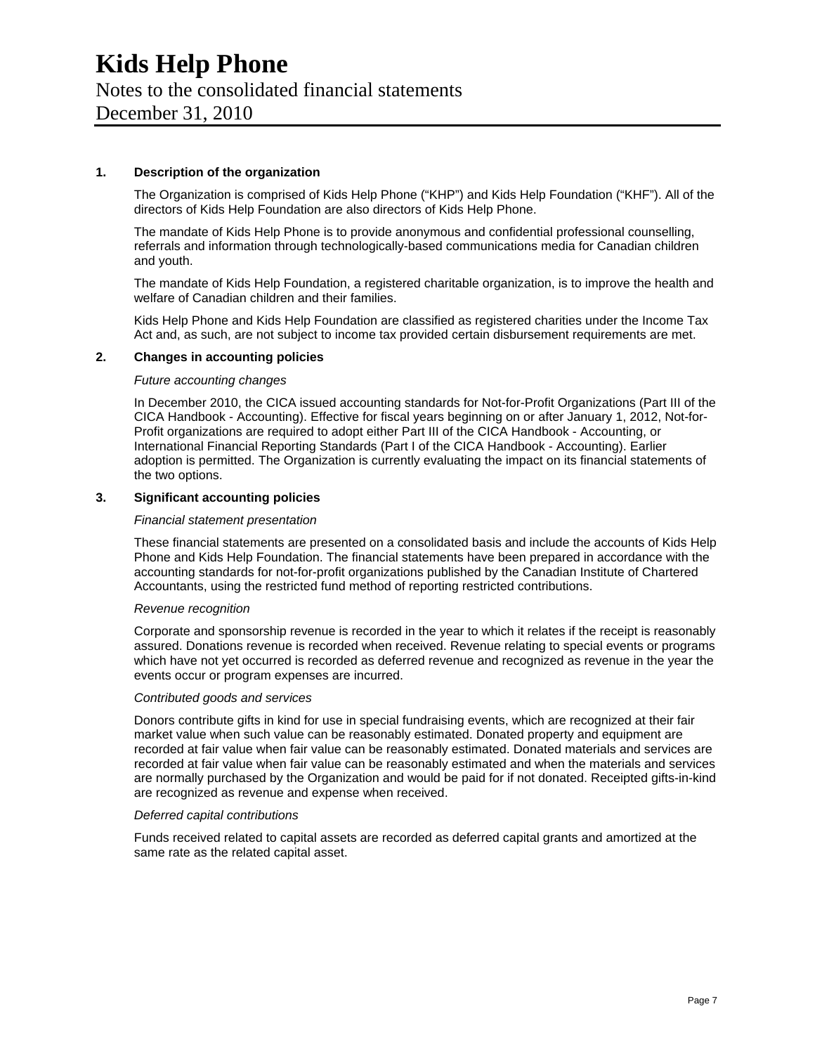# Kids Help Phone

Notes to the consolidated financial statements

December 31, 2010

## 1. Description of the organization

The Organization is comprised of Kids Help Phone ("KHP") and Kids Help Foundation ("KHF"). All of the directors of Kids Help Foundation are also directors of Kids Help Phone.

The mandate of Kids Help Phone is to provide anonymous and confidential professional counselling, referrals and information through technologically-based communications media for Canadian children and youth.

The mandate of Kids Help Foundation, a registered charitable organization, is to improve the health and welfare of Canadian children and their families.

Kids Help Phone and Kids Help Foundation are classified as registered charities under the Income Tax Act and, as such, are not subject to income tax provided certain disbursement requirements are met.

## 2. Changes in accounting policies

*Future accounting changes*

In December 2010, the CICA issued accounting standards for Not-for-Profit Organizations (Part III of the CICA Handbook - Accounting). Effective for fiscal years beginning on or after January 1, 2012, Not-for-Profit organizations are required to adopt either Part III of the CICA Handbook - Accounting, or International Financial Reporting Standards (Part I of the CICA Handbook - Accounting). Earlier adoption is permitted. The Organization is currently evaluating the impact on its financial statements of the two options.

## 3. Significant accounting policies

*Financial statement presentation*

These financial statements are presented on a consolidated basis and include the accounts of Kids Help Phone and Kids Help Foundation. The financial statements have been prepared in accordance with the accounting standards for not-for-profit organizations published by the Canadian Institute of Chartered Accountants, using the restricted fund method of reporting restricted contributions.

*Revenue recognition*

Corporate and sponsorship revenue is recorded in the year to which it relates if the receipt is reasonably assured. Donations revenue is recorded when received. Revenue relating to special events or programs which have not yet occurred is recorded as deferred revenue and recognized as revenue in the year the events occur or program expenses are incurred.

*Contributed goods and services*

Donors contribute gifts in kind for use in special fundraising events, which are recognized at their fair market value when such value can be reasonably estimated. Donated property and equipment are recorded at fair value when fair value can be reasonably estimated. Donated materials and services are recorded at fair value when fair value can be reasonably estimated and when the materials and services are normally purchased by the Organization and would be paid for if not donated. Receipted gifts-in-kind are recognized as revenue and expense when received.

*Deferred capital contributions*

Funds received related to capital assets are recorded as deferred capital grants and amortized at the same rate as the related capital asset.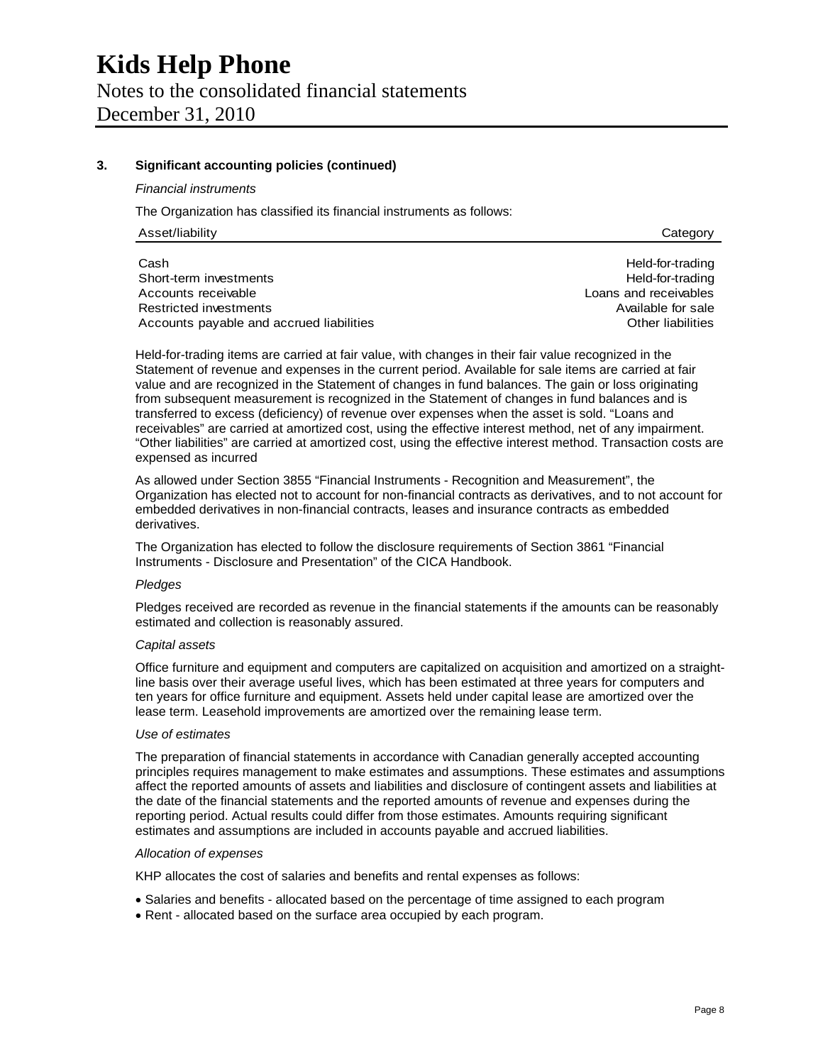### 3. Significant accounting policies (continued)

*Financial instruments*

The Organization has classified its financial instruments as follows:

| Asset/liability | Category |
| --- | --- |
| Cash | Held-for-trading |
| Short-term investments | Held-for-trading |
| Accounts receivable | Loans and receivables |
| Restricted investments | Available for sale |
| Accounts payable and accrued liabilities | Other liabilities |

Held-for-trading items are carried at fair value, with changes in their fair value recognized in the Statement of revenue and expenses in the current period. Available for sale items are carried at fair value and are recognized in the Statement of changes in fund balances. The gain or loss originating from subsequent measurement is recognized in the Statement of changes in fund balances and is transferred to excess (deficiency) of revenue over expenses when the asset is sold. "Loans and receivables" are carried at amortized cost, using the effective interest method, net of any impairment. "Other liabilities" are carried at amortized cost, using the effective interest method. Transaction costs are expensed as incurred

As allowed under Section 3855 "Financial Instruments - Recognition and Measurement", the Organization has elected not to account for non-financial contracts as derivatives, and to not account for embedded derivatives in non-financial contracts, leases and insurance contracts as embedded derivatives.

The Organization has elected to follow the disclosure requirements of Section 3861 "Financial Instruments - Disclosure and Presentation" of the CICA Handbook.

*Pledges*

Pledges received are recorded as revenue in the financial statements if the amounts can be reasonably estimated and collection is reasonably assured.

*Capital assets*

Office furniture and equipment and computers are capitalized on acquisition and amortized on a straight-line basis over their average useful lives, which has been estimated at three years for computers and ten years for office furniture and equipment. Assets held under capital lease are amortized over the lease term. Leasehold improvements are amortized over the remaining lease term.

*Use of estimates*

The preparation of financial statements in accordance with Canadian generally accepted accounting principles requires management to make estimates and assumptions. These estimates and assumptions affect the reported amounts of assets and liabilities and disclosure of contingent assets and liabilities at the date of the financial statements and the reported amounts of revenue and expenses during the reporting period. Actual results could differ from those estimates. Amounts requiring significant estimates and assumptions are included in accounts payable and accrued liabilities.

*Allocation of expenses*

KHP allocates the cost of salaries and benefits and rental expenses as follows:

- Salaries and benefits - allocated based on the percentage of time assigned to each program
- Rent - allocated based on the surface area occupied by each program.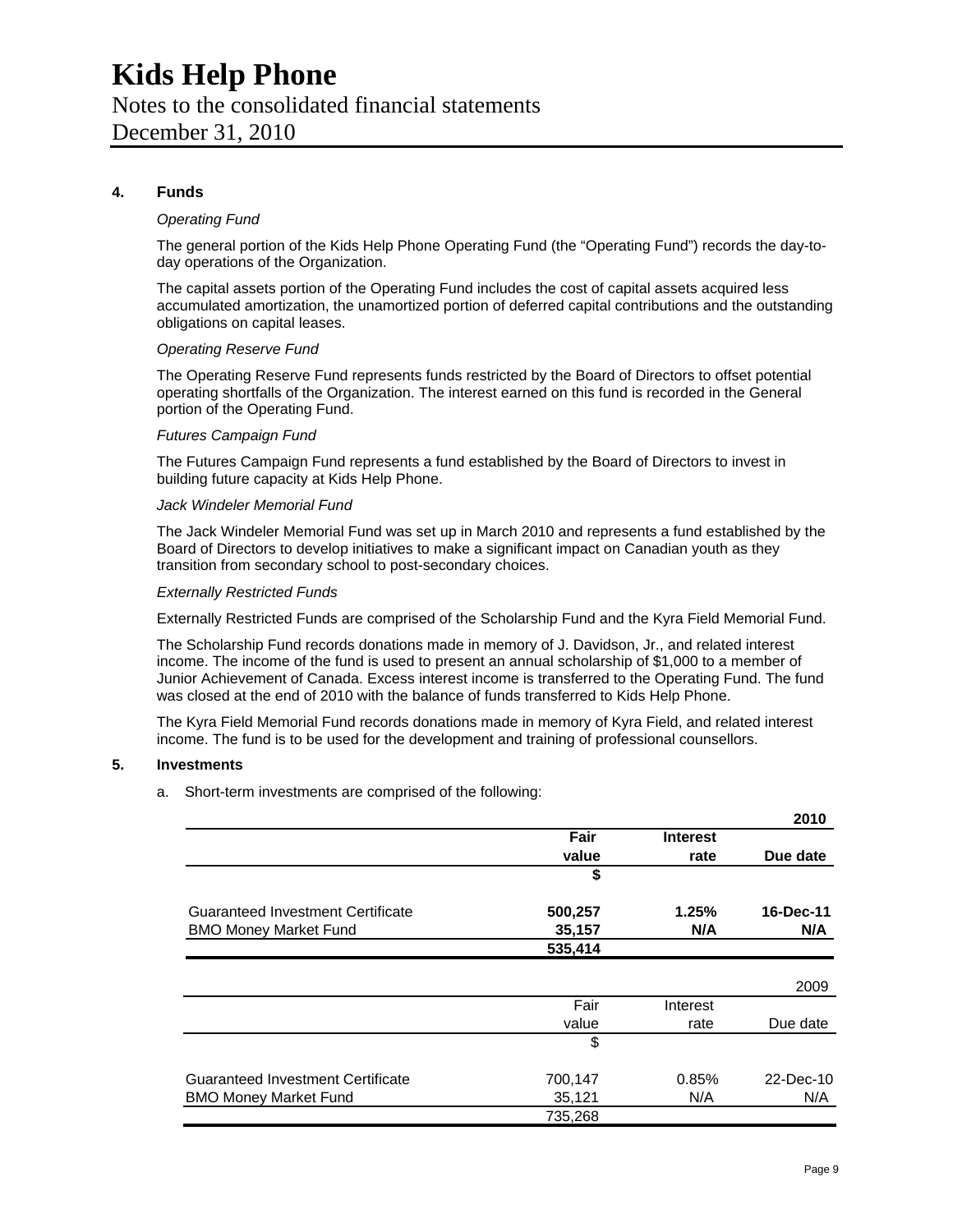# Kids Help Phone

Notes to the consolidated financial statements
December 31, 2010

**4. Funds**

*Operating Fund*

The general portion of the Kids Help Phone Operating Fund (the "Operating Fund") records the day-to-day operations of the Organization.

The capital assets portion of the Operating Fund includes the cost of capital assets acquired less accumulated amortization, the unamortized portion of deferred capital contributions and the outstanding obligations on capital leases.

*Operating Reserve Fund*

The Operating Reserve Fund represents funds restricted by the Board of Directors to offset potential operating shortfalls of the Organization. The interest earned on this fund is recorded in the General portion of the Operating Fund.

*Futures Campaign Fund*

The Futures Campaign Fund represents a fund established by the Board of Directors to invest in building future capacity at Kids Help Phone.

*Jack Windeler Memorial Fund*

The Jack Windeler Memorial Fund was set up in March 2010 and represents a fund established by the Board of Directors to develop initiatives to make a significant impact on Canadian youth as they transition from secondary school to post-secondary choices.

*Externally Restricted Funds*

Externally Restricted Funds are comprised of the Scholarship Fund and the Kyra Field Memorial Fund.

The Scholarship Fund records donations made in memory of J. Davidson, Jr., and related interest income. The income of the fund is used to present an annual scholarship of $1,000 to a member of Junior Achievement of Canada. Excess interest income is transferred to the Operating Fund. The fund was closed at the end of 2010 with the balance of funds transferred to Kids Help Phone.

The Kyra Field Memorial Fund records donations made in memory of Kyra Field, and related interest income. The fund is to be used for the development and training of professional counsellors.

**5. Investments**

a. Short-term investments are comprised of the following:

| | | | **2010** |
|---|---|---|---|
| | **Fair value** | **Interest rate** | **Due date** |
| | **$** | | |
| Guaranteed Investment Certificate | **500,257** | **1.25%** | **16-Dec-11** |
| BMO Money Market Fund | **35,157** | **N/A** | **N/A** |
| | **535,414** | | |

| | | | 2009 |
|---|---|---|---|
| | Fair value | Interest rate | Due date |
| | $ | | |
| Guaranteed Investment Certificate | 700,147 | 0.85% | 22-Dec-10 |
| BMO Money Market Fund | 35,121 | N/A | N/A |
| | 735,268 | | |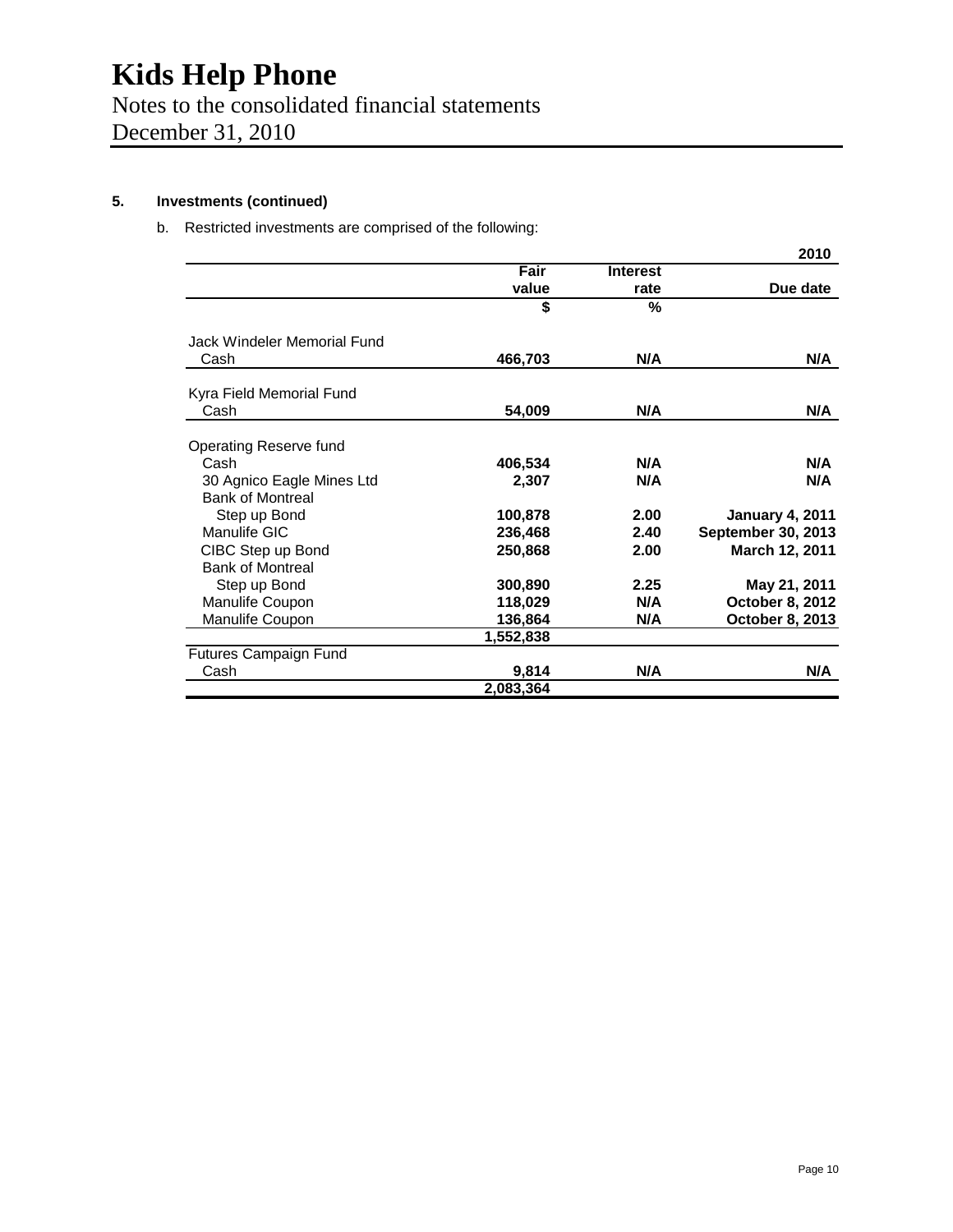## 5. Investments (continued)

b. Restricted investments are comprised of the following:

| | | | 2010 |
|---|---|---|---|
| | Fair value | Interest rate | Due date |
| | $ | % | |
| Jack Windeler Memorial Fund | | | |
| Cash | 466,703 | N/A | N/A |
| Kyra Field Memorial Fund | | | |
| Cash | 54,009 | N/A | N/A |
| Operating Reserve fund | | | |
| Cash | 406,534 | N/A | N/A |
| 30 Agnico Eagle Mines Ltd | 2,307 | N/A | N/A |
| Bank of Montreal Step up Bond | 100,878 | 2.00 | January 4, 2011 |
| Manulife GIC | 236,468 | 2.40 | September 30, 2013 |
| CIBC Step up Bond | 250,868 | 2.00 | March 12, 2011 |
| Bank of Montreal Step up Bond | 300,890 | 2.25 | May 21, 2011 |
| Manulife Coupon | 118,029 | N/A | October 8, 2012 |
| Manulife Coupon | 136,864 | N/A | October 8, 2013 |
| | 1,552,838 | | |
| Futures Campaign Fund | | | |
| Cash | 9,814 | N/A | N/A |
| | 2,083,364 | | |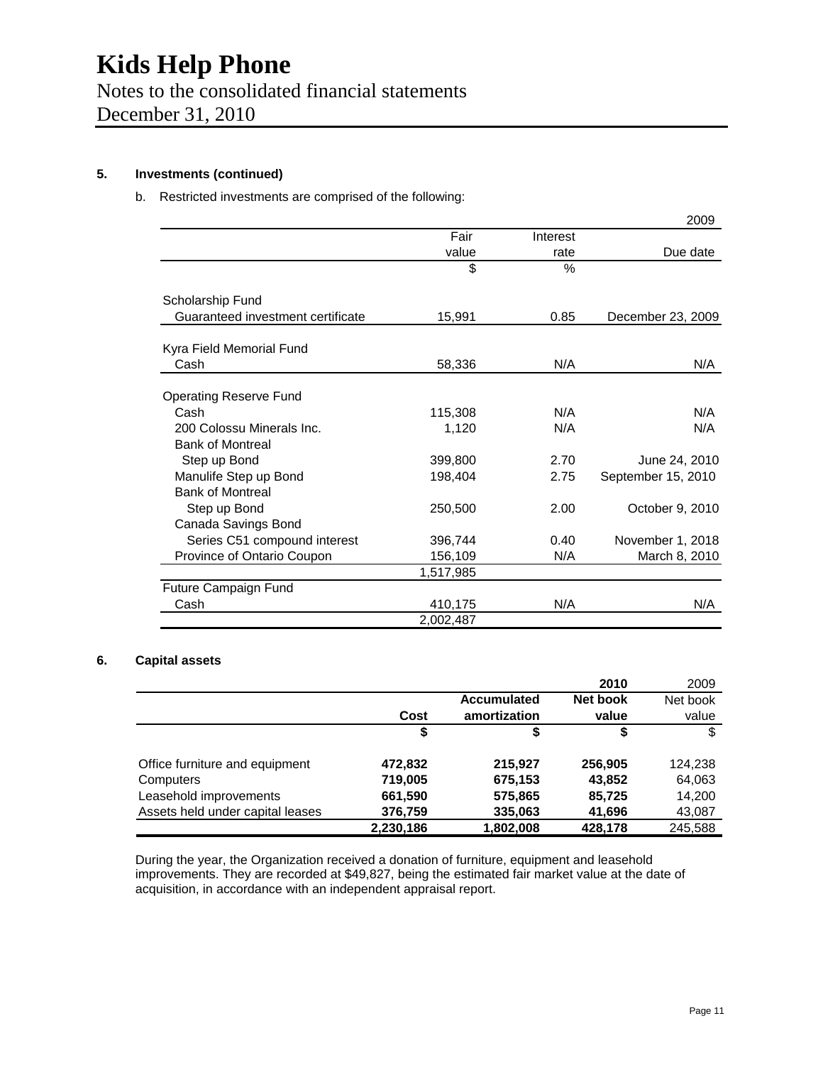### 5. Investments (continued)

b. Restricted investments are comprised of the following:

| | | | 2009 |
|---|---|---|---|
| | Fair value | Interest rate | Due date |
| | $ | % | |
| Scholarship Fund | | | |
| Guaranteed investment certificate | 15,991 | 0.85 | December 23, 2009 |
| Kyra Field Memorial Fund | | | |
| Cash | 58,336 | N/A | N/A |
| Operating Reserve Fund | | | |
| Cash | 115,308 | N/A | N/A |
| 200 Colossu Minerals Inc. | 1,120 | N/A | N/A |
| Bank of Montreal Step up Bond | 399,800 | 2.70 | June 24, 2010 |
| Manulife Step up Bond | 198,404 | 2.75 | September 15, 2010 |
| Bank of Montreal Step up Bond | 250,500 | 2.00 | October 9, 2010 |
| Canada Savings Bond Series C51 compound interest | 396,744 | 0.40 | November 1, 2018 |
| Province of Ontario Coupon | 156,109 | N/A | March 8, 2010 |
| | 1,517,985 | | |
| Future Campaign Fund | | | |
| Cash | 410,175 | N/A | N/A |
| | 2,002,487 | | |

### 6. Capital assets

| | | | **2010** | 2009 |
|---|---|---|---|---|
| | **Cost** | **Accumulated amortization** | **Net book value** | Net book value |
| | **$** | **$** | **$** | $ |
| Office furniture and equipment | **472,832** | **215,927** | **256,905** | 124,238 |
| Computers | **719,005** | **675,153** | **43,852** | 64,063 |
| Leasehold improvements | **661,590** | **575,865** | **85,725** | 14,200 |
| Assets held under capital leases | **376,759** | **335,063** | **41,696** | 43,087 |
| | **2,230,186** | **1,802,008** | **428,178** | 245,588 |

During the year, the Organization received a donation of furniture, equipment and leasehold improvements. They are recorded at $49,827, being the estimated fair market value at the date of acquisition, in accordance with an independent appraisal report.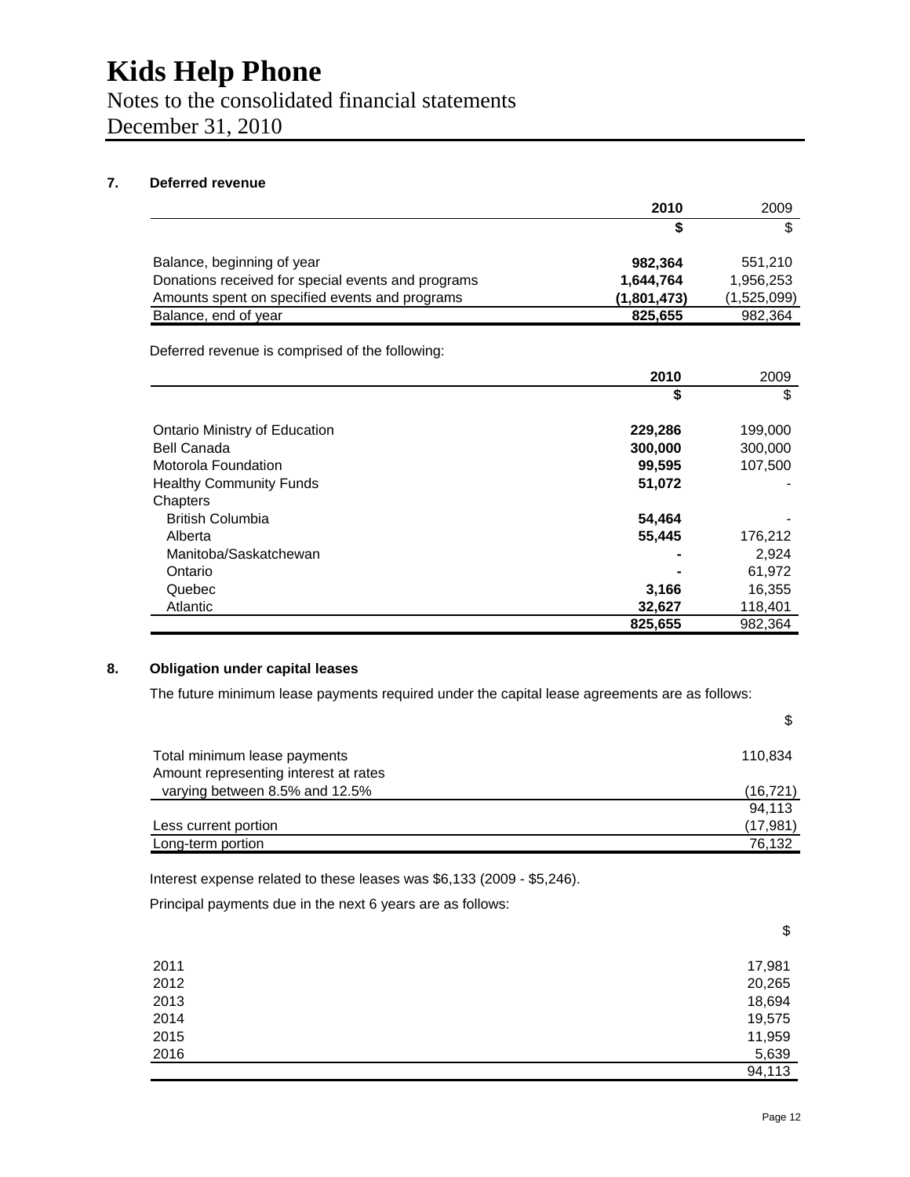# Kids Help Phone

Notes to the consolidated financial statements
December 31, 2010

## 7. Deferred revenue

| | 2010 | 2009 |
|---|---|---|
| | $ | $ |
| Balance, beginning of year | 982,364 | 551,210 |
| Donations received for special events and programs | 1,644,764 | 1,956,253 |
| Amounts spent on specified events and programs | (1,801,473) | (1,525,099) |
| Balance, end of year | 825,655 | 982,364 |

Deferred revenue is comprised of the following:

| | 2010 | 2009 |
|---|---|---|
| | $ | $ |
| Ontario Ministry of Education | 229,286 | 199,000 |
| Bell Canada | 300,000 | 300,000 |
| Motorola Foundation | 99,595 | 107,500 |
| Healthy Community Funds | 51,072 | - |
| Chapters | | |
| British Columbia | 54,464 | - |
| Alberta | 55,445 | 176,212 |
| Manitoba/Saskatchewan | - | 2,924 |
| Ontario | - | 61,972 |
| Quebec | 3,166 | 16,355 |
| Atlantic | 32,627 | 118,401 |
| | 825,655 | 982,364 |

## 8. Obligation under capital leases

The future minimum lease payments required under the capital lease agreements are as follows:

| | $ |
|---|---|
| Total minimum lease payments | 110,834 |
| Amount representing interest at rates varying between 8.5% and 12.5% | (16,721) |
| | 94,113 |
| Less current portion | (17,981) |
| Long-term portion | 76,132 |

Interest expense related to these leases was $6,133 (2009 - $5,246).

Principal payments due in the next 6 years are as follows:

| | $ |
|---|---|
| 2011 | 17,981 |
| 2012 | 20,265 |
| 2013 | 18,694 |
| 2014 | 19,575 |
| 2015 | 11,959 |
| 2016 | 5,639 |
| | 94,113 |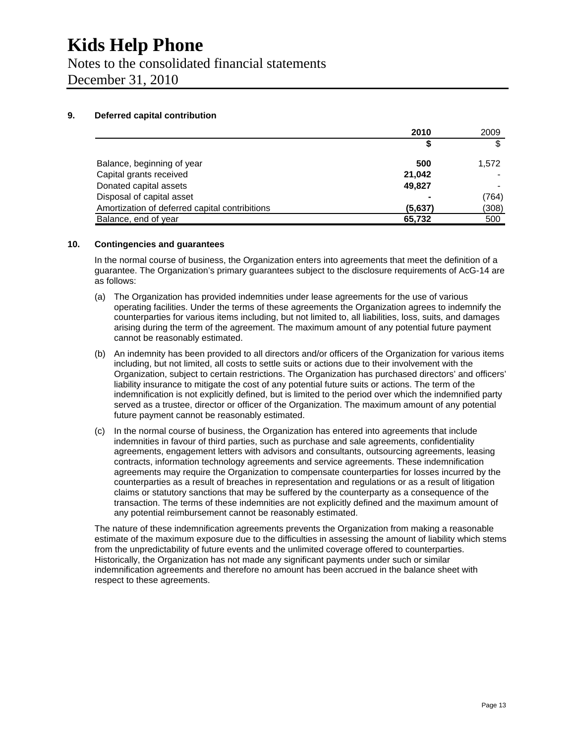# Kids Help Phone

Notes to the consolidated financial statements

December 31, 2010

## 9. Deferred capital contribution

| | **2010** | 2009 |
|---|---|---|
| | **$** | $ |
| Balance, beginning of year | **500** | 1,572 |
| Capital grants received | **21,042** | - |
| Donated capital assets | **49,827** | - |
| Disposal of capital asset | **-** | (764) |
| Amortization of deferred capital contribitions | **(5,637)** | (308) |
| Balance, end of year | **65,732** | 500 |

## 10. Contingencies and guarantees

In the normal course of business, the Organization enters into agreements that meet the definition of a guarantee. The Organization's primary guarantees subject to the disclosure requirements of AcG-14 are as follows:

(a) The Organization has provided indemnities under lease agreements for the use of various operating facilities. Under the terms of these agreements the Organization agrees to indemnify the counterparties for various items including, but not limited to, all liabilities, loss, suits, and damages arising during the term of the agreement. The maximum amount of any potential future payment cannot be reasonably estimated.

(b) An indemnity has been provided to all directors and/or officers of the Organization for various items including, but not limited, all costs to settle suits or actions due to their involvement with the Organization, subject to certain restrictions. The Organization has purchased directors' and officers' liability insurance to mitigate the cost of any potential future suits or actions. The term of the indemnification is not explicitly defined, but is limited to the period over which the indemnified party served as a trustee, director or officer of the Organization. The maximum amount of any potential future payment cannot be reasonably estimated.

(c) In the normal course of business, the Organization has entered into agreements that include indemnities in favour of third parties, such as purchase and sale agreements, confidentiality agreements, engagement letters with advisors and consultants, outsourcing agreements, leasing contracts, information technology agreements and service agreements. These indemnification agreements may require the Organization to compensate counterparties for losses incurred by the counterparties as a result of breaches in representation and regulations or as a result of litigation claims or statutory sanctions that may be suffered by the counterparty as a consequence of the transaction. The terms of these indemnities are not explicitly defined and the maximum amount of any potential reimbursement cannot be reasonably estimated.

The nature of these indemnification agreements prevents the Organization from making a reasonable estimate of the maximum exposure due to the difficulties in assessing the amount of liability which stems from the unpredictability of future events and the unlimited coverage offered to counterparties. Historically, the Organization has not made any significant payments under such or similar indemnification agreements and therefore no amount has been accrued in the balance sheet with respect to these agreements.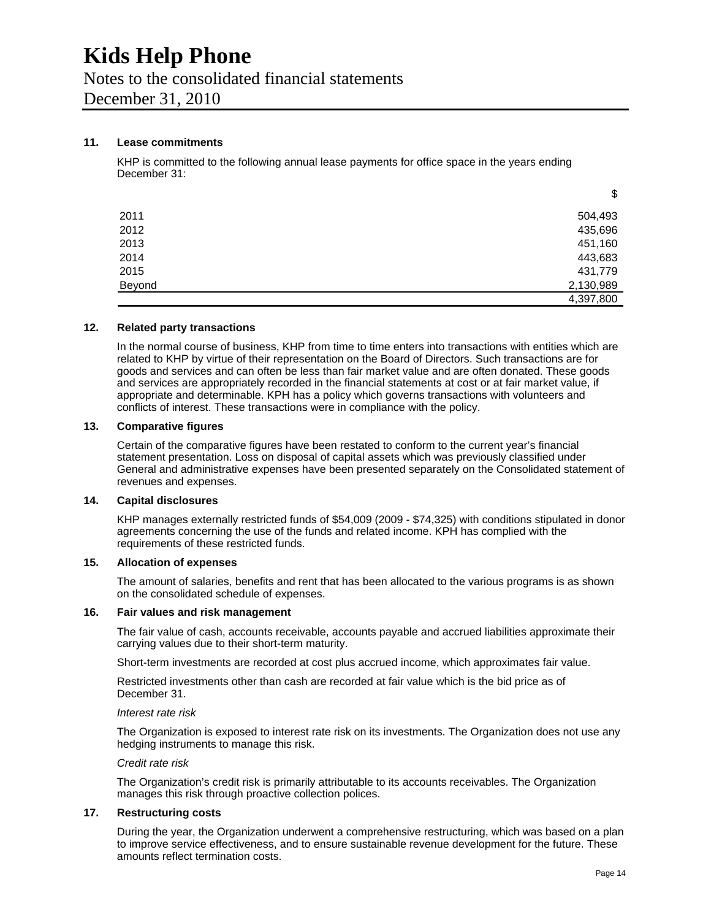# Kids Help Phone

Notes to the consolidated financial statements

December 31, 2010

### 11. Lease commitments

KHP is committed to the following annual lease payments for office space in the years ending December 31:

| | $ |
|---|---|
| 2011 | 504,493 |
| 2012 | 435,696 |
| 2013 | 451,160 |
| 2014 | 443,683 |
| 2015 | 431,779 |
| Beyond | 2,130,989 |
| | 4,397,800 |

### 12. Related party transactions

In the normal course of business, KHP from time to time enters into transactions with entities which are related to KHP by virtue of their representation on the Board of Directors. Such transactions are for goods and services and can often be less than fair market value and are often donated. These goods and services are appropriately recorded in the financial statements at cost or at fair market value, if appropriate and determinable. KPH has a policy which governs transactions with volunteers and conflicts of interest. These transactions were in compliance with the policy.

### 13. Comparative figures

Certain of the comparative figures have been restated to conform to the current year's financial statement presentation. Loss on disposal of capital assets which was previously classified under General and administrative expenses have been presented separately on the Consolidated statement of revenues and expenses.

### 14. Capital disclosures

KHP manages externally restricted funds of $54,009 (2009 - $74,325) with conditions stipulated in donor agreements concerning the use of the funds and related income. KPH has complied with the requirements of these restricted funds.

### 15. Allocation of expenses

The amount of salaries, benefits and rent that has been allocated to the various programs is as shown on the consolidated schedule of expenses.

### 16. Fair values and risk management

The fair value of cash, accounts receivable, accounts payable and accrued liabilities approximate their carrying values due to their short-term maturity.

Short-term investments are recorded at cost plus accrued income, which approximates fair value.

Restricted investments other than cash are recorded at fair value which is the bid price as of December 31.

*Interest rate risk*

The Organization is exposed to interest rate risk on its investments. The Organization does not use any hedging instruments to manage this risk.

*Credit rate risk*

The Organization's credit risk is primarily attributable to its accounts receivables. The Organization manages this risk through proactive collection polices.

### 17. Restructuring costs

During the year, the Organization underwent a comprehensive restructuring, which was based on a plan to improve service effectiveness, and to ensure sustainable revenue development for the future. These amounts reflect termination costs.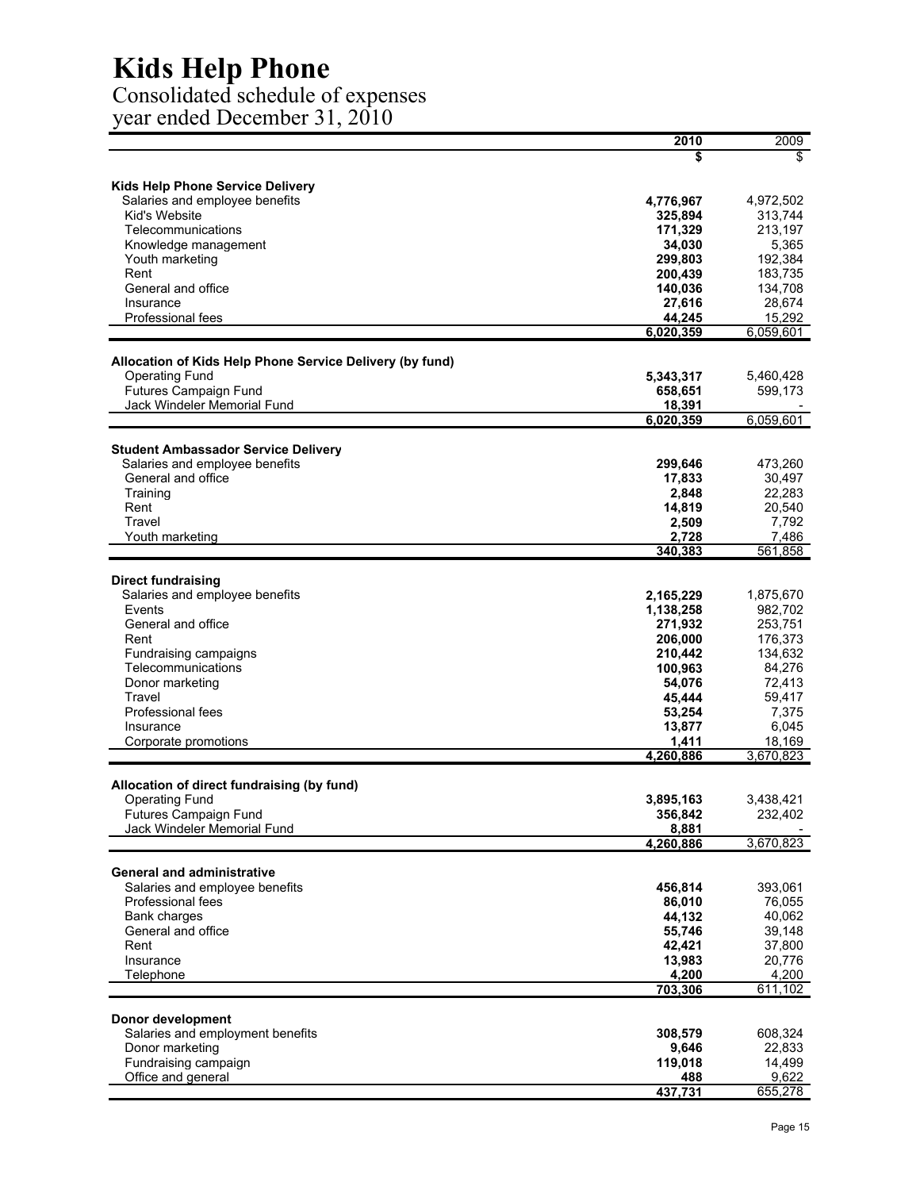# Kids Help Phone

## Consolidated schedule of expenses

## year ended December 31, 2010

| | 2010 | 2009 |
|---|---|---|
| | $ | $ |
| **Kids Help Phone Service Delivery** | | |
| Salaries and employee benefits | **4,776,967** | 4,972,502 |
| Kid's Website | **325,894** | 313,744 |
| Telecommunications | **171,329** | 213,197 |
| Knowledge management | **34,030** | 5,365 |
| Youth marketing | **299,803** | 192,384 |
| Rent | **200,439** | 183,735 |
| General and office | **140,036** | 134,708 |
| Insurance | **27,616** | 28,674 |
| Professional fees | **44,245** | 15,292 |
| | **6,020,359** | 6,059,601 |
| **Allocation of Kids Help Phone Service Delivery (by fund)** | | |
| Operating Fund | **5,343,317** | 5,460,428 |
| Futures Campaign Fund | **658,651** | 599,173 |
| Jack Windeler Memorial Fund | **18,391** | - |
| | **6,020,359** | 6,059,601 |
| **Student Ambassador Service Delivery** | | |
| Salaries and employee benefits | **299,646** | 473,260 |
| General and office | **17,833** | 30,497 |
| Training | **2,848** | 22,283 |
| Rent | **14,819** | 20,540 |
| Travel | **2,509** | 7,792 |
| Youth marketing | **2,728** | 7,486 |
| | **340,383** | 561,858 |
| **Direct fundraising** | | |
| Salaries and employee benefits | **2,165,229** | 1,875,670 |
| Events | **1,138,258** | 982,702 |
| General and office | **271,932** | 253,751 |
| Rent | **206,000** | 176,373 |
| Fundraising campaigns | **210,442** | 134,632 |
| Telecommunications | **100,963** | 84,276 |
| Donor marketing | **54,076** | 72,413 |
| Travel | **45,444** | 59,417 |
| Professional fees | **53,254** | 7,375 |
| Insurance | **13,877** | 6,045 |
| Corporate promotions | **1,411** | 18,169 |
| | **4,260,886** | 3,670,823 |
| **Allocation of direct fundraising (by fund)** | | |
| Operating Fund | **3,895,163** | 3,438,421 |
| Futures Campaign Fund | **356,842** | 232,402 |
| Jack Windeler Memorial Fund | **8,881** | - |
| | **4,260,886** | 3,670,823 |
| **General and administrative** | | |
| Salaries and employee benefits | **456,814** | 393,061 |
| Professional fees | **86,010** | 76,055 |
| Bank charges | **44,132** | 40,062 |
| General and office | **55,746** | 39,148 |
| Rent | **42,421** | 37,800 |
| Insurance | **13,983** | 20,776 |
| Telephone | **4,200** | 4,200 |
| | **703,306** | 611,102 |
| **Donor development** | | |
| Salaries and employment benefits | **308,579** | 608,324 |
| Donor marketing | **9,646** | 22,833 |
| Fundraising campaign | **119,018** | 14,499 |
| Office and general | **488** | 9,622 |
| | **437,731** | 655,278 |